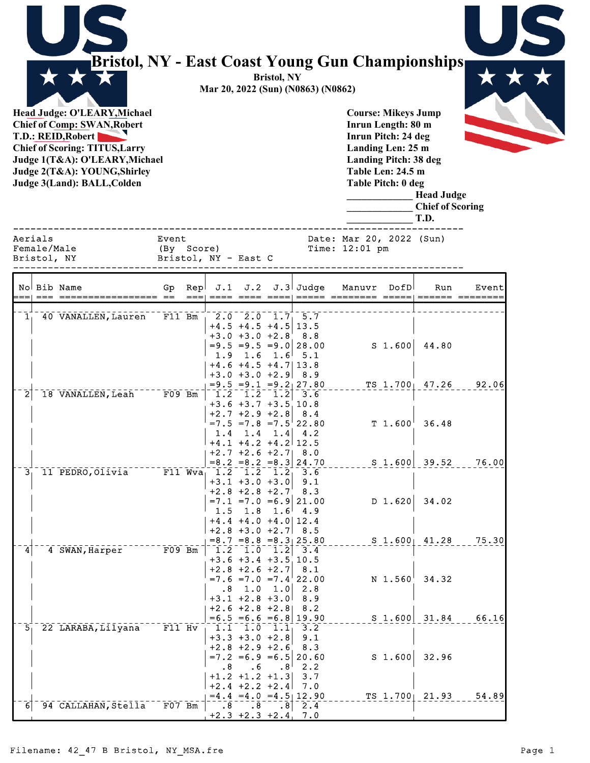# Bristol, NY - East Coast Young Gun Championships

**Bristol, NY**
**Mar 20, 2022 (Sun) (N0863) (N0862)**

**Head Judge: O'LEARY,Michael**
**Chief of Comp: SWAN,Robert**
**T.D.: REID,Robert**
**Chief of Scoring: TITUS,Larry**
**Judge 1(T&A): O'LEARY,Michael**
**Judge 2(T&A): YOUNG,Shirley**
**Judge 3(Land): BALL,Colden**

**Course: Mikeys Jump**
**Inrun Length: 80 m**
**Inrun Pitch: 24 deg**
**Landing Len: 25 m**
**Landing Pitch: 38 deg**
**Table Len: 24.5 m**
**Table Pitch: 0 deg**
**_____________ Head Judge**
**_____________ Chief of Scoring**
**_____________ T.D.**

```
Aerials              Event               Date: Mar 20, 2022 (Sun)
Female/Male          (By  Score)         Time: 12:01 pm
Bristol, NY          Bristol, NY - East C
```

| No | Bib | Name | Gp | Rep | J.1 | J.2 | J.3 | Judge | Manuvr | DofD | Run | Event |
|---|---|---|---|---|---|---|---|---|---|---|---|---|
| 1 | 40 | VANALLEN, Lauren | F11 | Bm | 2.0 | 2.0 | 1.7 | 5.7 | | | | |
| | | | | | +4.5 | +4.5 | +4.5 | 13.5 | | | | |
| | | | | | +3.0 | +3.0 | +2.8 | 8.8 | | | | |
| | | | | | =9.5 | =9.5 | =9.0 | 28.00 | S | 1.600 | 44.80 | |
| | | | | | 1.9 | 1.6 | 1.6 | 5.1 | | | | |
| | | | | | +4.6 | +4.5 | +4.7 | 13.8 | | | | |
| | | | | | +3.0 | +3.0 | +2.9 | 8.9 | | | | |
| | | | | | =9.5 | =9.1 | =9.2 | 27.80 | TS | 1.700 | 47.26 | 92.06 |
| 2 | 18 | VANALLEN, Leah | F09 | Bm | 1.2 | 1.2 | 1.2 | 3.6 | | | | |
| | | | | | +3.6 | +3.7 | +3.5 | 10.8 | | | | |
| | | | | | +2.7 | +2.9 | +2.8 | 8.4 | | | | |
| | | | | | =7.5 | =7.8 | =7.5 | 22.80 | T | 1.600 | 36.48 | |
| | | | | | 1.4 | 1.4 | 1.4 | 4.2 | | | | |
| | | | | | +4.1 | +4.2 | +4.2 | 12.5 | | | | |
| | | | | | +2.7 | +2.6 | +2.7 | 8.0 | | | | |
| | | | | | =8.2 | =8.2 | =8.3 | 24.70 | S | 1.600 | 39.52 | 76.00 |
| 3 | 11 | PEDRO, Olivia | F11 | Wva | 1.2 | 1.2 | 1.2 | 3.6 | | | | |
| | | | | | +3.1 | +3.0 | +3.0 | 9.1 | | | | |
| | | | | | +2.8 | +2.8 | +2.7 | 8.3 | | | | |
| | | | | | =7.1 | =7.0 | =6.9 | 21.00 | D | 1.620 | 34.02 | |
| | | | | | 1.5 | 1.8 | 1.6 | 4.9 | | | | |
| | | | | | +4.4 | +4.0 | +4.0 | 12.4 | | | | |
| | | | | | +2.8 | +3.0 | +2.7 | 8.5 | | | | |
| | | | | | =8.7 | =8.8 | =8.3 | 25.80 | S | 1.600 | 41.28 | 75.30 |
| 4 | 4 | SWAN, Harper | F09 | Bm | 1.2 | 1.0 | 1.2 | 3.4 | | | | |
| | | | | | +3.6 | +3.4 | +3.5 | 10.5 | | | | |
| | | | | | +2.8 | +2.6 | +2.7 | 8.1 | | | | |
| | | | | | =7.6 | =7.0 | =7.4 | 22.00 | N | 1.560 | 34.32 | |
| | | | | | .8 | 1.0 | 1.0 | 2.8 | | | | |
| | | | | | +3.1 | +2.8 | +3.0 | 8.9 | | | | |
| | | | | | +2.6 | +2.8 | +2.8 | 8.2 | | | | |
| | | | | | =6.5 | =6.6 | =6.8 | 19.90 | S | 1.600 | 31.84 | 66.16 |
| 5 | 22 | LARABA, Lilyana | F11 | Hv | 1.1 | 1.0 | 1.1 | 3.2 | | | | |
| | | | | | +3.3 | +3.0 | +2.8 | 9.1 | | | | |
| | | | | | +2.8 | +2.9 | +2.6 | 8.3 | | | | |
| | | | | | =7.2 | =6.9 | =6.5 | 20.60 | S | 1.600 | 32.96 | |
| | | | | | .8 | .6 | .8 | 2.2 | | | | |
| | | | | | +1.2 | +1.2 | +1.3 | 3.7 | | | | |
| | | | | | +2.4 | +2.2 | +2.4 | 7.0 | | | | |
| | | | | | =4.4 | =4.0 | =4.5 | 12.90 | TS | 1.700 | 21.93 | 54.89 |
| 6 | 94 | CALLAHAN, Stella | F07 | Bm | .8 | .8 | .8 | 2.4 | | | | |
| | | | | | +2.3 | +2.3 | +2.4 | 7.0 | | | | |

Filename: 42_47 B Bristol, NY_MSA.fre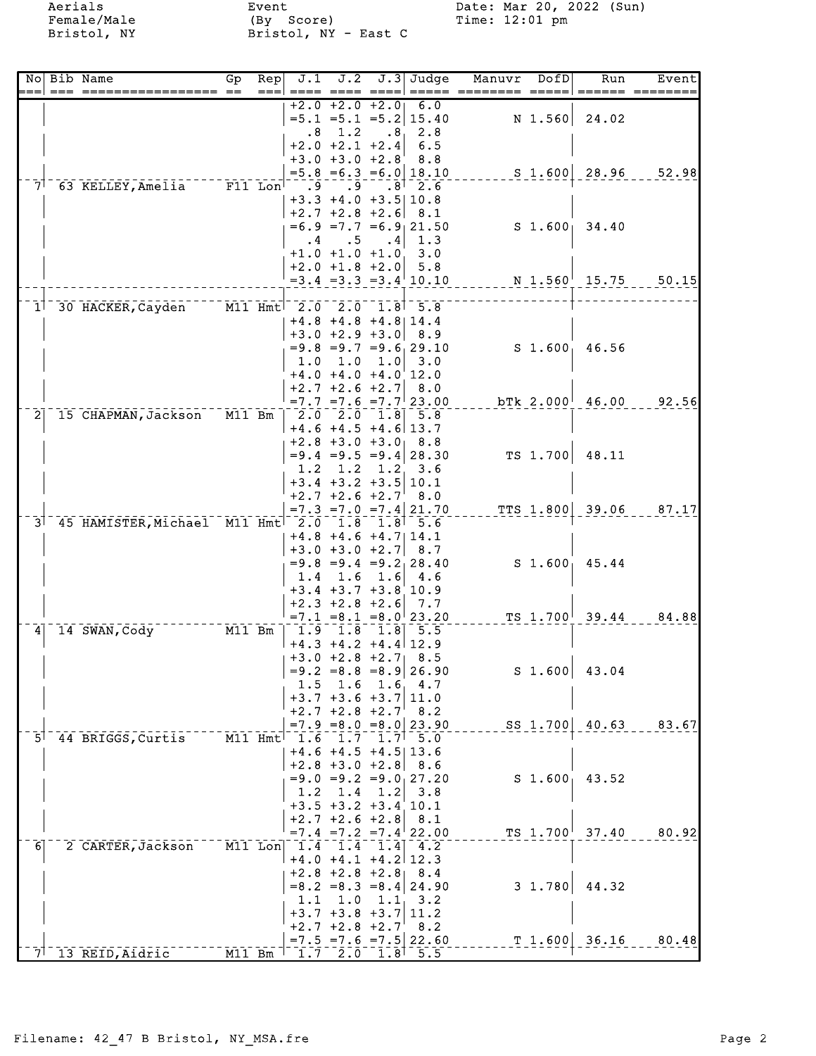Aerials
Female/Male
Bristol, NY

Event
(By Score)
Bristol, NY - East C

Date: Mar 20, 2022 (Sun)
Time: 12:01 pm

| No | Bib | Name | Gp | Rep | J.1 | J.2 | J.3 | Judge | Manuvr | DofD | Run | Event |
|---|---|---|---|---|---|---|---|---|---|---|---|---|
| | | | | | +2.0 | +2.0 | +2.0 | 6.0 | | | | |
| | | | | | =5.1 | =5.1 | =5.2 | 15.40 | N | 1.560 | 24.02 | |
| | | | | | .8 | 1.2 | .8 | 2.8 | | | | |
| | | | | | +2.0 | +2.1 | +2.4 | 6.5 | | | | |
| | | | | | +3.0 | +3.0 | +2.8 | 8.8 | | | | |
| | | | | | =5.8 | =6.3 | =6.0 | 18.10 | S | 1.600 | 28.96 | 52.98 |
| 7 | 63 | KELLEY,Amelia | F11 | Lon | .9 | .9 | .8 | 2.6 | | | | |
| | | | | | +3.3 | +4.0 | +3.5 | 10.8 | | | | |
| | | | | | +2.7 | +2.8 | +2.6 | 8.1 | | | | |
| | | | | | =6.9 | =7.7 | =6.9 | 21.50 | S | 1.600 | 34.40 | |
| | | | | | .4 | .5 | .4 | 1.3 | | | | |
| | | | | | +1.0 | +1.0 | +1.0 | 3.0 | | | | |
| | | | | | +2.0 | +1.8 | +2.0 | 5.8 | | | | |
| | | | | | =3.4 | =3.3 | =3.4 | 10.10 | N | 1.560 | 15.75 | 50.15 |
| 1 | 30 | HACKER,Cayden | M11 | Hmt | 2.0 | 2.0 | 1.8 | 5.8 | | | | |
| | | | | | +4.8 | +4.8 | +4.8 | 14.4 | | | | |
| | | | | | +3.0 | +2.9 | +3.0 | 8.9 | | | | |
| | | | | | =9.8 | =9.7 | =9.6 | 29.10 | S | 1.600 | 46.56 | |
| | | | | | 1.0 | 1.0 | 1.0 | 3.0 | | | | |
| | | | | | +4.0 | +4.0 | +4.0 | 12.0 | | | | |
| | | | | | +2.7 | +2.6 | +2.7 | 8.0 | | | | |
| | | | | | =7.7 | =7.6 | =7.7 | 23.00 | bTk | 2.000 | 46.00 | 92.56 |
| 2 | 15 | CHAPMAN,Jackson | M11 | Bm | 2.0 | 2.0 | 1.8 | 5.8 | | | | |
| | | | | | +4.6 | +4.5 | +4.6 | 13.7 | | | | |
| | | | | | +2.8 | +3.0 | +3.0 | 8.8 | | | | |
| | | | | | =9.4 | =9.5 | =9.4 | 28.30 | TS | 1.700 | 48.11 | |
| | | | | | 1.2 | 1.2 | 1.2 | 3.6 | | | | |
| | | | | | +3.4 | +3.2 | +3.5 | 10.1 | | | | |
| | | | | | +2.7 | +2.6 | +2.7 | 8.0 | | | | |
| | | | | | =7.3 | =7.0 | =7.4 | 21.70 | TTS | 1.800 | 39.06 | 87.17 |
| 3 | 45 | HAMISTER,Michael | M11 | Hmt | 2.0 | 1.8 | 1.8 | 5.6 | | | | |
| | | | | | +4.8 | +4.6 | +4.7 | 14.1 | | | | |
| | | | | | +3.0 | +3.0 | +2.7 | 8.7 | | | | |
| | | | | | =9.8 | =9.4 | =9.2 | 28.40 | S | 1.600 | 45.44 | |
| | | | | | 1.4 | 1.6 | 1.6 | 4.6 | | | | |
| | | | | | +3.4 | +3.7 | +3.8 | 10.9 | | | | |
| | | | | | +2.3 | +2.8 | +2.6 | 7.7 | | | | |
| | | | | | =7.1 | =8.1 | =8.0 | 23.20 | TS | 1.700 | 39.44 | 84.88 |
| 4 | 14 | SWAN,Cody | M11 | Bm | 1.9 | 1.8 | 1.8 | 5.5 | | | | |
| | | | | | +4.3 | +4.2 | +4.4 | 12.9 | | | | |
| | | | | | +3.0 | +2.8 | +2.7 | 8.5 | | | | |
| | | | | | =9.2 | =8.8 | =8.9 | 26.90 | S | 1.600 | 43.04 | |
| | | | | | 1.5 | 1.6 | 1.6 | 4.7 | | | | |
| | | | | | +3.7 | +3.6 | +3.7 | 11.0 | | | | |
| | | | | | +2.7 | +2.8 | +2.7 | 8.2 | | | | |
| | | | | | =7.9 | =8.0 | =8.0 | 23.90 | SS | 1.700 | 40.63 | 83.67 |
| 5 | 44 | BRIGGS,Curtis | M11 | Hmt | 1.6 | 1.7 | 1.7 | 5.0 | | | | |
| | | | | | +4.6 | +4.5 | +4.5 | 13.6 | | | | |
| | | | | | +2.8 | +3.0 | +2.8 | 8.6 | | | | |
| | | | | | =9.0 | =9.2 | =9.0 | 27.20 | S | 1.600 | 43.52 | |
| | | | | | 1.2 | 1.4 | 1.2 | 3.8 | | | | |
| | | | | | +3.5 | +3.2 | +3.4 | 10.1 | | | | |
| | | | | | +2.7 | +2.6 | +2.8 | 8.1 | | | | |
| | | | | | =7.4 | =7.2 | =7.4 | 22.00 | TS | 1.700 | 37.40 | 80.92 |
| 6 | 2 | CARTER,Jackson | M11 | Lon | 1.4 | 1.4 | 1.4 | 4.2 | | | | |
| | | | | | +4.0 | +4.1 | +4.2 | 12.3 | | | | |
| | | | | | +2.8 | +2.8 | +2.8 | 8.4 | | | | |
| | | | | | =8.2 | =8.3 | =8.4 | 24.90 | 3 | 1.780 | 44.32 | |
| | | | | | 1.1 | 1.0 | 1.1 | 3.2 | | | | |
| | | | | | +3.7 | +3.8 | +3.7 | 11.2 | | | | |
| | | | | | +2.7 | +2.8 | +2.7 | 8.2 | | | | |
| | | | | | =7.5 | =7.6 | =7.5 | 22.60 | T | 1.600 | 36.16 | 80.48 |
| 7 | 13 | REID,Aidric | M11 | Bm | 1.7 | 2.0 | 1.8 | 5.5 | | | | |

Filename: 42_47 B Bristol, NY_MSA.fre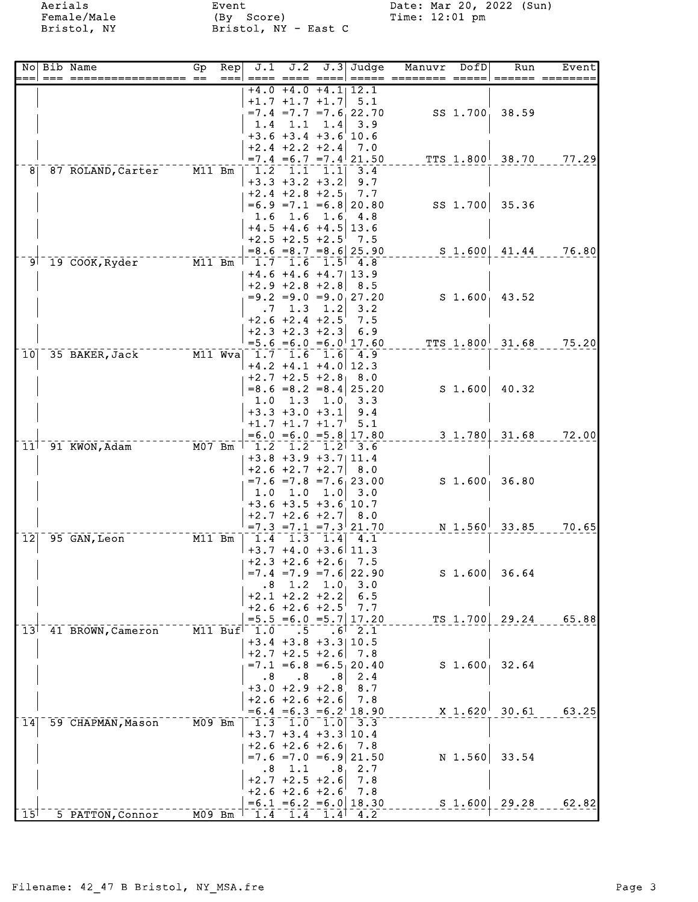Aerials
Female/Male
Bristol, NY

Event
(By Score)
Bristol, NY - East C

Date: Mar 20, 2022 (Sun)
Time: 12:01 pm

| No | Bib | Name | Gp | Rep | J.1 | J.2 | J.3 | Judge | Manuvr | DofD | Run | Event |
|---|---|---|---|---|---|---|---|---|---|---|---|---|
| | | | | | +4.0 | +4.0 | +4.1 | 12.1 | | | | |
| | | | | | +1.7 | +1.7 | +1.7 | 5.1 | | | | |
| | | | | | =7.4 | =7.7 | =7.6 | 22.70 | SS | 1.700 | 38.59 | |
| | | | | | 1.4 | 1.1 | 1.4 | 3.9 | | | | |
| | | | | | +3.6 | +3.4 | +3.6 | 10.6 | | | | |
| | | | | | +2.4 | +2.2 | +2.4 | 7.0 | | | | |
| | | | | | =7.4 | =6.7 | =7.4 | 21.50 | TTS | 1.800 | 38.70 | 77.29 |
| 8 | 87 | ROLAND, Carter | M11 | Bm | 1.2 | 1.1 | 1.1 | 3.4 | | | | |
| | | | | | +3.3 | +3.2 | +3.2 | 9.7 | | | | |
| | | | | | +2.4 | +2.8 | +2.5 | 7.7 | | | | |
| | | | | | =6.9 | =7.1 | =6.8 | 20.80 | SS | 1.700 | 35.36 | |
| | | | | | 1.6 | 1.6 | 1.6 | 4.8 | | | | |
| | | | | | +4.5 | +4.6 | +4.5 | 13.6 | | | | |
| | | | | | +2.5 | +2.5 | +2.5 | 7.5 | | | | |
| | | | | | =8.6 | =8.7 | =8.6 | 25.90 | S | 1.600 | 41.44 | 76.80 |
| 9 | 19 | COOK, Ryder | M11 | Bm | 1.7 | 1.6 | 1.5 | 4.8 | | | | |
| | | | | | +4.6 | +4.6 | +4.7 | 13.9 | | | | |
| | | | | | +2.9 | +2.8 | +2.8 | 8.5 | | | | |
| | | | | | =9.2 | =9.0 | =9.0 | 27.20 | S | 1.600 | 43.52 | |
| | | | | | .7 | 1.3 | 1.2 | 3.2 | | | | |
| | | | | | +2.6 | +2.4 | +2.5 | 7.5 | | | | |
| | | | | | +2.3 | +2.3 | +2.3 | 6.9 | | | | |
| | | | | | =5.6 | =6.0 | =6.0 | 17.60 | TTS | 1.800 | 31.68 | 75.20 |
| 10 | 35 | BAKER, Jack | M11 | Wva | 1.7 | 1.6 | 1.6 | 4.9 | | | | |
| | | | | | +4.2 | +4.1 | +4.0 | 12.3 | | | | |
| | | | | | +2.7 | +2.5 | +2.8 | 8.0 | | | | |
| | | | | | =8.6 | =8.2 | =8.4 | 25.20 | S | 1.600 | 40.32 | |
| | | | | | 1.0 | 1.3 | 1.0 | 3.3 | | | | |
| | | | | | +3.3 | +3.0 | +3.1 | 9.4 | | | | |
| | | | | | +1.7 | +1.7 | +1.7 | 5.1 | | | | |
| | | | | | =6.0 | =6.0 | =5.8 | 17.80 | 3 | 1.780 | 31.68 | 72.00 |
| 11 | 91 | KWON, Adam | M07 | Bm | 1.2 | 1.2 | 1.2 | 3.6 | | | | |
| | | | | | +3.8 | +3.9 | +3.7 | 11.4 | | | | |
| | | | | | +2.6 | +2.7 | +2.7 | 8.0 | | | | |
| | | | | | =7.6 | =7.8 | =7.6 | 23.00 | S | 1.600 | 36.80 | |
| | | | | | 1.0 | 1.0 | 1.0 | 3.0 | | | | |
| | | | | | +3.6 | +3.5 | +3.6 | 10.7 | | | | |
| | | | | | +2.7 | +2.6 | +2.7 | 8.0 | | | | |
| | | | | | =7.3 | =7.1 | =7.3 | 21.70 | N | 1.560 | 33.85 | 70.65 |
| 12 | 95 | GAN, Leon | M11 | Bm | 1.4 | 1.3 | 1.4 | 4.1 | | | | |
| | | | | | +3.7 | +4.0 | +3.6 | 11.3 | | | | |
| | | | | | +2.3 | +2.6 | +2.6 | 7.5 | | | | |
| | | | | | =7.4 | =7.9 | =7.6 | 22.90 | S | 1.600 | 36.64 | |
| | | | | | .8 | 1.2 | 1.0 | 3.0 | | | | |
| | | | | | +2.1 | +2.2 | +2.2 | 6.5 | | | | |
| | | | | | +2.6 | +2.6 | +2.5 | 7.7 | | | | |
| | | | | | =5.5 | =6.0 | =5.7 | 17.20 | TS | 1.700 | 29.24 | 65.88 |
| 13 | 41 | BROWN, Cameron | M11 | Buf | 1.0 | .5 | .6 | 2.1 | | | | |
| | | | | | +3.4 | +3.8 | +3.3 | 10.5 | | | | |
| | | | | | +2.7 | +2.5 | +2.6 | 7.8 | | | | |
| | | | | | =7.1 | =6.8 | =6.5 | 20.40 | S | 1.600 | 32.64 | |
| | | | | | .8 | .8 | .8 | 2.4 | | | | |
| | | | | | +3.0 | +2.9 | +2.8 | 8.7 | | | | |
| | | | | | +2.6 | +2.6 | +2.6 | 7.8 | | | | |
| | | | | | =6.4 | =6.3 | =6.2 | 18.90 | X | 1.620 | 30.61 | 63.25 |
| 14 | 59 | CHAPMAN, Mason | M09 | Bm | 1.3 | 1.0 | 1.0 | 3.3 | | | | |
| | | | | | +3.7 | +3.4 | +3.3 | 10.4 | | | | |
| | | | | | +2.6 | +2.6 | +2.6 | 7.8 | | | | |
| | | | | | =7.6 | =7.0 | =6.9 | 21.50 | N | 1.560 | 33.54 | |
| | | | | | .8 | 1.1 | .8 | 2.7 | | | | |
| | | | | | +2.7 | +2.5 | +2.6 | 7.8 | | | | |
| | | | | | +2.6 | +2.6 | +2.6 | 7.8 | | | | |
| | | | | | =6.1 | =6.2 | =6.0 | 18.30 | S | 1.600 | 29.28 | 62.82 |
| 15 | 5 | PATTON, Connor | M09 | Bm | 1.4 | 1.4 | 1.4 | 4.2 | | | | |

Filename: 42_47 B Bristol, NY_MSA.fre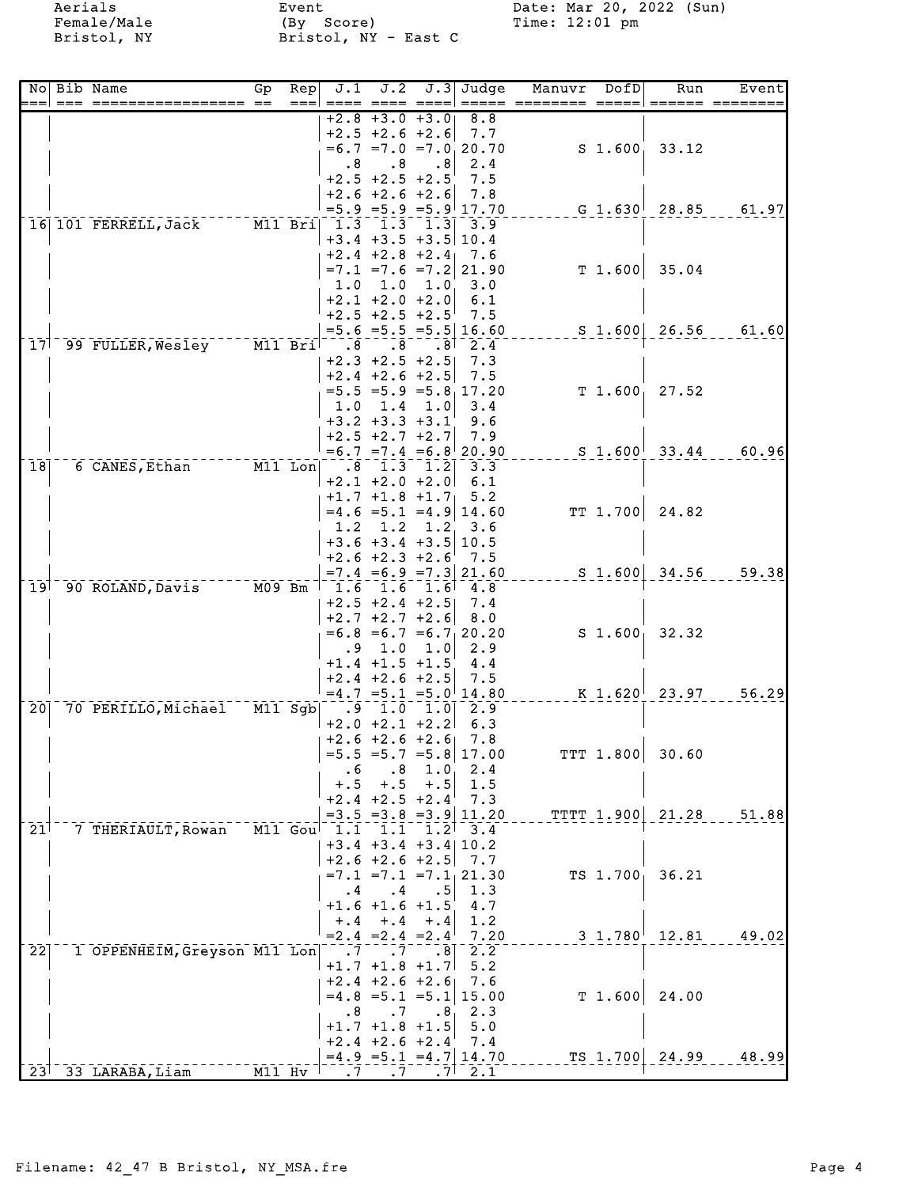Aerials
Female/Male
Bristol, NY

Event
(By Score)
Bristol, NY - East C

Date: Mar 20, 2022 (Sun)
Time: 12:01 pm

| No | Bib | Name | Gp | Rep | J.1 | J.2 | J.3 | Judge | Manuvr | DofD | Run | Event |
|---|---|---|---|---|---|---|---|---|---|---|---|---|
| | | | | | +2.8 | +3.0 | +3.0 | 8.8 | | | | |
| | | | | | +2.5 | +2.6 | +2.6 | 7.7 | | | | |
| | | | | | =6.7 | =7.0 | =7.0 | 20.70 | S | 1.600 | 33.12 | |
| | | | | | .8 | .8 | .8 | 2.4 | | | | |
| | | | | | +2.5 | +2.5 | +2.5 | 7.5 | | | | |
| | | | | | +2.6 | +2.6 | +2.6 | 7.8 | | | | |
| | | | | | =5.9 | =5.9 | =5.9 | 17.70 | G | 1.630 | 28.85 | 61.97 |
| 16 | 101 | FERRELL,Jack | M11 | Bri | 1.3 | 1.3 | 1.3 | 3.9 | | | | |
| | | | | | +3.4 | +3.5 | +3.5 | 10.4 | | | | |
| | | | | | +2.4 | +2.8 | +2.4 | 7.6 | | | | |
| | | | | | =7.1 | =7.6 | =7.2 | 21.90 | T | 1.600 | 35.04 | |
| | | | | | 1.0 | 1.0 | 1.0 | 3.0 | | | | |
| | | | | | +2.1 | +2.0 | +2.0 | 6.1 | | | | |
| | | | | | +2.5 | +2.5 | +2.5 | 7.5 | | | | |
| | | | | | =5.6 | =5.5 | =5.5 | 16.60 | S | 1.600 | 26.56 | 61.60 |
| 17 | 99 | FULLER,Wesley | M11 | Bri | .8 | .8 | .8 | 2.4 | | | | |
| | | | | | +2.3 | +2.5 | +2.5 | 7.3 | | | | |
| | | | | | +2.4 | +2.6 | +2.5 | 7.5 | | | | |
| | | | | | =5.5 | =5.9 | =5.8 | 17.20 | T | 1.600 | 27.52 | |
| | | | | | 1.0 | 1.4 | 1.0 | 3.4 | | | | |
| | | | | | +3.2 | +3.3 | +3.1 | 9.6 | | | | |
| | | | | | +2.5 | +2.7 | +2.7 | 7.9 | | | | |
| | | | | | =6.7 | =7.4 | =6.8 | 20.90 | S | 1.600 | 33.44 | 60.96 |
| 18 | 6 | CANES,Ethan | M11 | Lon | .8 | 1.3 | 1.2 | 3.3 | | | | |
| | | | | | +2.1 | +2.0 | +2.0 | 6.1 | | | | |
| | | | | | +1.7 | +1.8 | +1.7 | 5.2 | | | | |
| | | | | | =4.6 | =5.1 | =4.9 | 14.60 | TT | 1.700 | 24.82 | |
| | | | | | 1.2 | 1.2 | 1.2 | 3.6 | | | | |
| | | | | | +3.6 | +3.4 | +3.5 | 10.5 | | | | |
| | | | | | +2.6 | +2.3 | +2.6 | 7.5 | | | | |
| | | | | | =7.4 | =6.9 | =7.3 | 21.60 | S | 1.600 | 34.56 | 59.38 |
| 19 | 90 | ROLAND,Davis | M09 | Bm | 1.6 | 1.6 | 1.6 | 4.8 | | | | |
| | | | | | +2.5 | +2.4 | +2.5 | 7.4 | | | | |
| | | | | | +2.7 | +2.7 | +2.6 | 8.0 | | | | |
| | | | | | =6.8 | =6.7 | =6.7 | 20.20 | S | 1.600 | 32.32 | |
| | | | | | .9 | 1.0 | 1.0 | 2.9 | | | | |
| | | | | | +1.4 | +1.5 | +1.5 | 4.4 | | | | |
| | | | | | +2.4 | +2.6 | +2.5 | 7.5 | | | | |
| | | | | | =4.7 | =5.1 | =5.0 | 14.80 | K | 1.620 | 23.97 | 56.29 |
| 20 | 70 | PERILLO,Michael | M11 | Sgb | .9 | 1.0 | 1.0 | 2.9 | | | | |
| | | | | | +2.0 | +2.1 | +2.2 | 6.3 | | | | |
| | | | | | +2.6 | +2.6 | +2.6 | 7.8 | | | | |
| | | | | | =5.5 | =5.7 | =5.8 | 17.00 | TTT | 1.800 | 30.60 | |
| | | | | | .6 | .8 | 1.0 | 2.4 | | | | |
| | | | | | +.5 | +.5 | +.5 | 1.5 | | | | |
| | | | | | +2.4 | +2.5 | +2.4 | 7.3 | | | | |
| | | | | | =3.5 | =3.8 | =3.9 | 11.20 | TTTT | 1.900 | 21.28 | 51.88 |
| 21 | 7 | THERIAULT,Rowan | M11 | Gou | 1.1 | 1.1 | 1.2 | 3.4 | | | | |
| | | | | | +3.4 | +3.4 | +3.4 | 10.2 | | | | |
| | | | | | +2.6 | +2.6 | +2.5 | 7.7 | | | | |
| | | | | | =7.1 | =7.1 | =7.1 | 21.30 | TS | 1.700 | 36.21 | |
| | | | | | .4 | .4 | .5 | 1.3 | | | | |
| | | | | | +1.6 | +1.6 | +1.5 | 4.7 | | | | |
| | | | | | +.4 | +.4 | +.4 | 1.2 | | | | |
| | | | | | =2.4 | =2.4 | =2.4 | 7.20 | 3 | 1.780 | 12.81 | 49.02 |
| 22 | 1 | OPPENHEIM,Greyson | M11 | Lon | .7 | .7 | .8 | 2.2 | | | | |
| | | | | | +1.7 | +1.8 | +1.7 | 5.2 | | | | |
| | | | | | +2.4 | +2.6 | +2.6 | 7.6 | | | | |
| | | | | | =4.8 | =5.1 | =5.1 | 15.00 | T | 1.600 | 24.00 | |
| | | | | | .8 | .7 | .8 | 2.3 | | | | |
| | | | | | +1.7 | +1.8 | +1.5 | 5.0 | | | | |
| | | | | | +2.4 | +2.6 | +2.4 | 7.4 | | | | |
| | | | | | =4.9 | =5.1 | =4.7 | 14.70 | TS | 1.700 | 24.99 | 48.99 |
| 23 | 33 | LARABA,Liam | M11 | Hv | .7 | .7 | .7 | 2.1 | | | | |

Filename: 42_47 B Bristol, NY_MSA.fre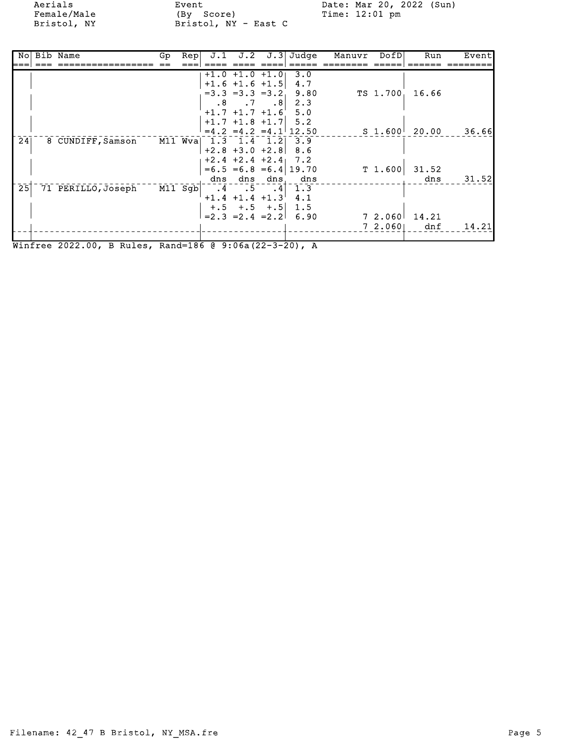Aerials
Female/Male
Bristol, NY

Event
(By Score)
Bristol, NY - East C

Date: Mar 20, 2022 (Sun)
Time: 12:01 pm

| No | Bib | Name | Gp | Rep | J.1 | J.2 | J.3 | Judge | Manuvr | DofD | Run | Event |
|---|---|---|---|---|---|---|---|---|---|---|---|---|
| | | | | | +1.0 | +1.0 | +1.0 | 3.0 | | | | |
| | | | | | +1.6 | +1.6 | +1.5 | 4.7 | | | | |
| | | | | | =3.3 | =3.3 | =3.2 | 9.80 | TS | 1.700 | 16.66 | |
| | | | | | .8 | .7 | .8 | 2.3 | | | | |
| | | | | | +1.7 | +1.7 | +1.6 | 5.0 | | | | |
| | | | | | +1.7 | +1.8 | +1.7 | 5.2 | | | | |
| | | | | | =4.2 | =4.2 | =4.1 | 12.50 | S | 1.600 | 20.00 | 36.66 |
| 24 | 8 | CUNDIFF, Samson | M11 | Wva | 1.3 | 1.4 | 1.2 | 3.9 | | | | |
| | | | | | +2.8 | +3.0 | +2.8 | 8.6 | | | | |
| | | | | | +2.4 | +2.4 | +2.4 | 7.2 | | | | |
| | | | | | =6.5 | =6.8 | =6.4 | 19.70 | T | 1.600 | 31.52 | |
| | | | | | dns | dns | dns | dns | | | dns | 31.52 |
| 25 | 71 | PERILLO, Joseph | M11 | Sgb | .4 | .5 | .4 | 1.3 | | | | |
| | | | | | +1.4 | +1.4 | +1.3 | 4.1 | | | | |
| | | | | | +.5 | +.5 | +.5 | 1.5 | | | | |
| | | | | | =2.3 | =2.4 | =2.2 | 6.90 | 7 | 2.060 | 14.21 | |
| | | | | | | | | | 7 | 2.060 | dnf | 14.21 |

Winfree 2022.00, B Rules, Rand=186 @ 9:06a(22-3-20), A

Filename: 42_47 B Bristol, NY_MSA.fre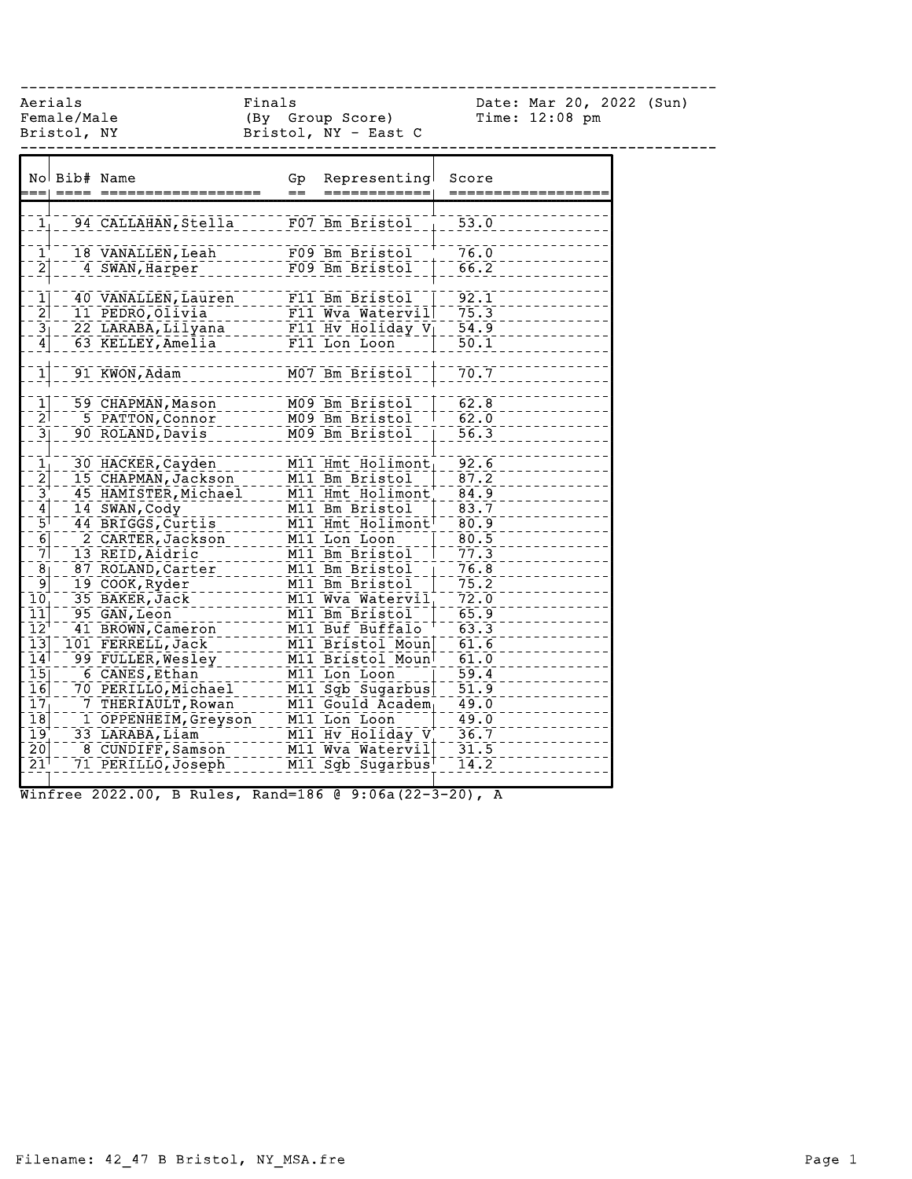Aerials
Female/Male
Bristol, NY

Finals
(By Group Score)
Bristol, NY - East C

Date: Mar 20, 2022 (Sun)
Time: 12:08 pm

| No | Bib# | Name | Gp | Representing | Score |
|---|---|---|---|---|---|
| 1 | 94 | CALLAHAN,Stella | F07 | Bm Bristol | 53.0 |
| 1 | 18 | VANALLEN,Leah | F09 | Bm Bristol | 76.0 |
| 2 | 4 | SWAN,Harper | F09 | Bm Bristol | 66.2 |
| 1 | 40 | VANALLEN,Lauren | F11 | Bm Bristol | 92.1 |
| 2 | 11 | PEDRO,Olivia | F11 | Wva Watervil | 75.3 |
| 3 | 22 | LARABA,Lilyana | F11 | Hv Holiday V | 54.9 |
| 4 | 63 | KELLEY,Amelia | F11 | Lon Loon | 50.1 |
| 1 | 91 | KWON,Adam | M07 | Bm Bristol | 70.7 |
| 1 | 59 | CHAPMAN,Mason | M09 | Bm Bristol | 62.8 |
| 2 | 5 | PATTON,Connor | M09 | Bm Bristol | 62.0 |
| 3 | 90 | ROLAND,Davis | M09 | Bm Bristol | 56.3 |
| 1 | 30 | HACKER,Cayden | M11 | Hmt Holimont | 92.6 |
| 2 | 15 | CHAPMAN,Jackson | M11 | Bm Bristol | 87.2 |
| 3 | 45 | HAMISTER,Michael | M11 | Hmt Holimont | 84.9 |
| 4 | 14 | SWAN,Cody | M11 | Bm Bristol | 83.7 |
| 5 | 44 | BRIGGS,Curtis | M11 | Hmt Holimont | 80.9 |
| 6 | 2 | CARTER,Jackson | M11 | Lon Loon | 80.5 |
| 7 | 13 | REID,Aidric | M11 | Bm Bristol | 77.3 |
| 8 | 87 | ROLAND,Carter | M11 | Bm Bristol | 76.8 |
| 9 | 19 | COOK,Ryder | M11 | Bm Bristol | 75.2 |
| 10 | 35 | BAKER,Jack | M11 | Wva Watervil | 72.0 |
| 11 | 95 | GAN,Leon | M11 | Bm Bristol | 65.9 |
| 12 | 41 | BROWN,Cameron | M11 | Buf Buffalo | 63.3 |
| 13 | 101 | FERRELL,Jack | M11 | Bristol Moun | 61.6 |
| 14 | 99 | FULLER,Wesley | M11 | Bristol Moun | 61.0 |
| 15 | 6 | CANES,Ethan | M11 | Lon Loon | 59.4 |
| 16 | 70 | PERILLO,Michael | M11 | Sgb Sugarbus | 51.9 |
| 17 | 7 | THERIAULT,Rowan | M11 | Gould Academ | 49.0 |
| 18 | 1 | OPPENHEIM,Greyson | M11 | Lon Loon | 49.0 |
| 19 | 33 | LARABA,Liam | M11 | Hv Holiday V | 36.7 |
| 20 | 8 | CUNDIFF,Samson | M11 | Wva Watervil | 31.5 |
| 21 | 71 | PERILLO,Joseph | M11 | Sgb Sugarbus | 14.2 |

Winfree 2022.00, B Rules, Rand=186 @ 9:06a(22-3-20), A

Filename: 42_47 B Bristol, NY_MSA.fre